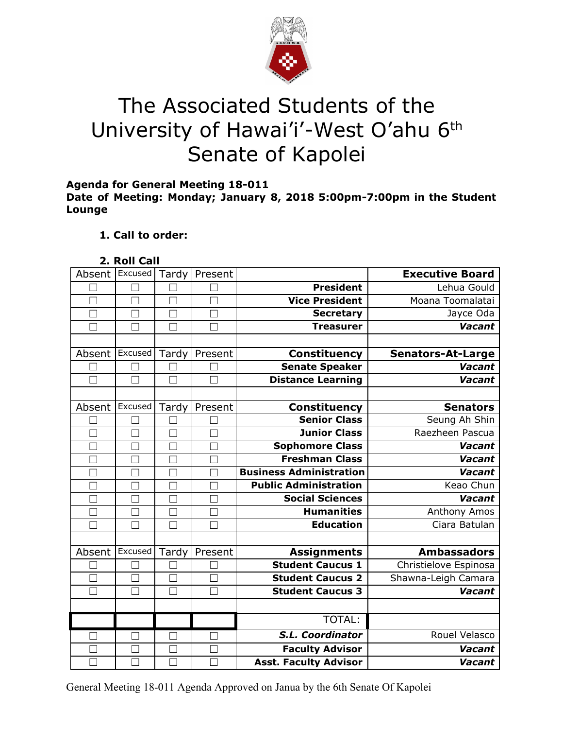# The Associated Students of the University of Hawai'i-West O'ahu 6th Senate of Kapolei

**Agenda for General Meeting 18-011**

**Date of Meeting: Monday; January 8, 2018 5:00pm-7:00pm in the Student Lounge**

1. **Call to order:**

2. **Roll Call**

| Absent | Excused | Tardy | Present | | Executive Board |
|---|---|---|---|---|---|
| ☐ | ☐ | ☐ | ☐ | **President** | Lehua Gould |
| ☐ | ☐ | ☐ | ☐ | **Vice President** | Moana Toomalatai |
| ☐ | ☐ | ☐ | ☐ | **Secretary** | Jayce Oda |
| ☐ | ☐ | ☐ | ☐ | **Treasurer** | ***Vacant*** |
| | | | | | |
| Absent | Excused | Tardy | Present | **Constituency** | **Senators-At-Large** |
| ☐ | ☐ | ☐ | ☐ | **Senate Speaker** | ***Vacant*** |
| ☐ | ☐ | ☐ | ☐ | **Distance Learning** | ***Vacant*** |
| | | | | | |
| Absent | Excused | Tardy | Present | **Constituency** | **Senators** |
| ☐ | ☐ | ☐ | ☐ | **Senior Class** | Seung Ah Shin |
| ☐ | ☐ | ☐ | ☐ | **Junior Class** | Raezheen Pascua |
| ☐ | ☐ | ☐ | ☐ | **Sophomore Class** | ***Vacant*** |
| ☐ | ☐ | ☐ | ☐ | **Freshman Class** | ***Vacant*** |
| ☐ | ☐ | ☐ | ☐ | **Business Administration** | ***Vacant*** |
| ☐ | ☐ | ☐ | ☐ | **Public Administration** | Keao Chun |
| ☐ | ☐ | ☐ | ☐ | **Social Sciences** | ***Vacant*** |
| ☐ | ☐ | ☐ | ☐ | **Humanities** | Anthony Amos |
| ☐ | ☐ | ☐ | ☐ | **Education** | Ciara Batulan |
| | | | | | |
| Absent | Excused | Tardy | Present | **Assignments** | **Ambassadors** |
| ☐ | ☐ | ☐ | ☐ | **Student Caucus 1** | Christielove Espinosa |
| ☐ | ☐ | ☐ | ☐ | **Student Caucus 2** | Shawna-Leigh Camara |
| ☐ | ☐ | ☐ | ☐ | **Student Caucus 3** | ***Vacant*** |
| | | | | | |
| | | | | TOTAL: | |
| ☐ | ☐ | ☐ | ☐ | ***S.L. Coordinator*** | Rouel Velasco |
| ☐ | ☐ | ☐ | ☐ | **Faculty Advisor** | ***Vacant*** |
| ☐ | ☐ | ☐ | ☐ | **Asst. Faculty Advisor** | ***Vacant*** |

General Meeting 18-011 Agenda Approved on Janua by the 6th Senate Of Kapolei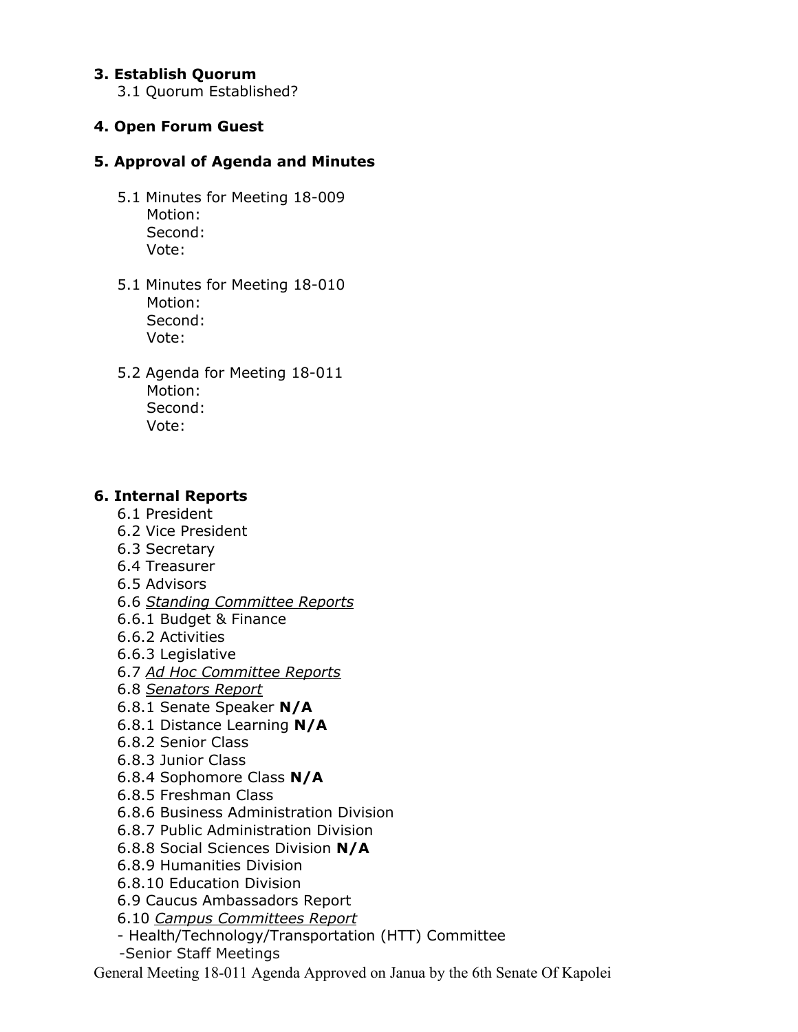**3. Establish Quorum**

3.1 Quorum Established?

**4. Open Forum Guest**

**5. Approval of Agenda and Minutes**

5.1 Minutes for Meeting 18-009
Motion:
Second:
Vote:

5.1 Minutes for Meeting 18-010
Motion:
Second:
Vote:

5.2 Agenda for Meeting 18-011
Motion:
Second:
Vote:

**6. Internal Reports**

6.1 President
6.2 Vice President
6.3 Secretary
6.4 Treasurer
6.5 Advisors
6.6 *Standing Committee Reports*
6.6.1 Budget & Finance
6.6.2 Activities
6.6.3 Legislative
6.7 *Ad Hoc Committee Reports*
6.8 *Senators Report*
6.8.1 Senate Speaker **N/A**
6.8.1 Distance Learning **N/A**
6.8.2 Senior Class
6.8.3 Junior Class
6.8.4 Sophomore Class **N/A**
6.8.5 Freshman Class
6.8.6 Business Administration Division
6.8.7 Public Administration Division
6.8.8 Social Sciences Division **N/A**
6.8.9 Humanities Division
6.8.10 Education Division
6.9 Caucus Ambassadors Report
6.10 *Campus Committees Report*
- Health/Technology/Transportation (HTT) Committee
- Senior Staff Meetings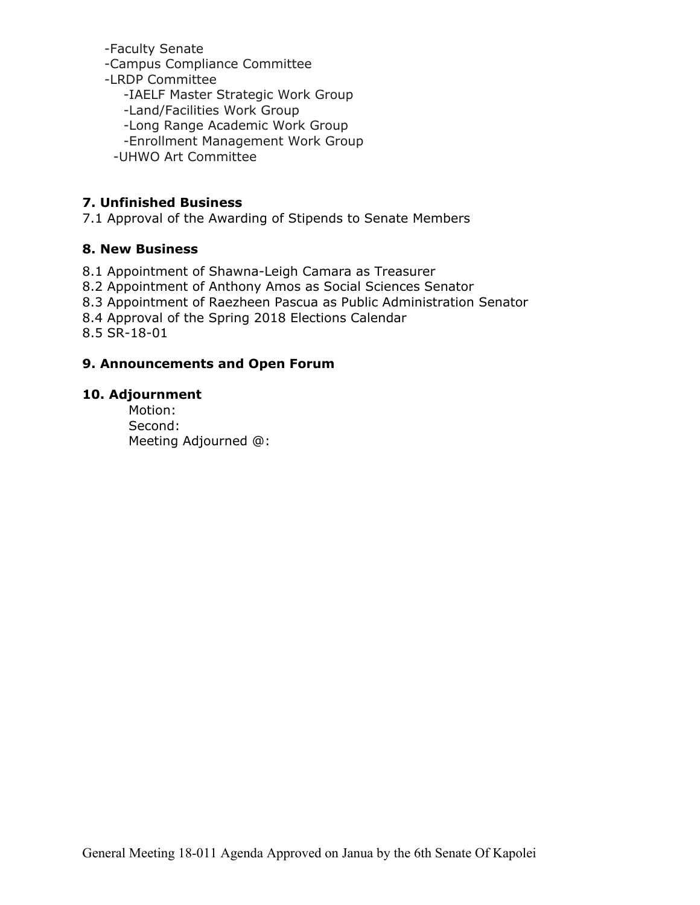- -Faculty Senate
- -Campus Compliance Committee
- -LRDP Committee
  - -IAELF Master Strategic Work Group
  - -Land/Facilities Work Group
  - -Long Range Academic Work Group
  - -Enrollment Management Work Group
- -UHWO Art Committee

### 7. Unfinished Business

7.1 Approval of the Awarding of Stipends to Senate Members

### 8. New Business

8.1 Appointment of Shawna-Leigh Camara as Treasurer
8.2 Appointment of Anthony Amos as Social Sciences Senator
8.3 Appointment of Raezheen Pascua as Public Administration Senator
8.4 Approval of the Spring 2018 Elections Calendar
8.5 SR-18-01

### 9. Announcements and Open Forum

### 10. Adjournment

Motion:
Second:
Meeting Adjourned @:

General Meeting 18-011 Agenda Approved on Janua by the 6th Senate Of Kapolei